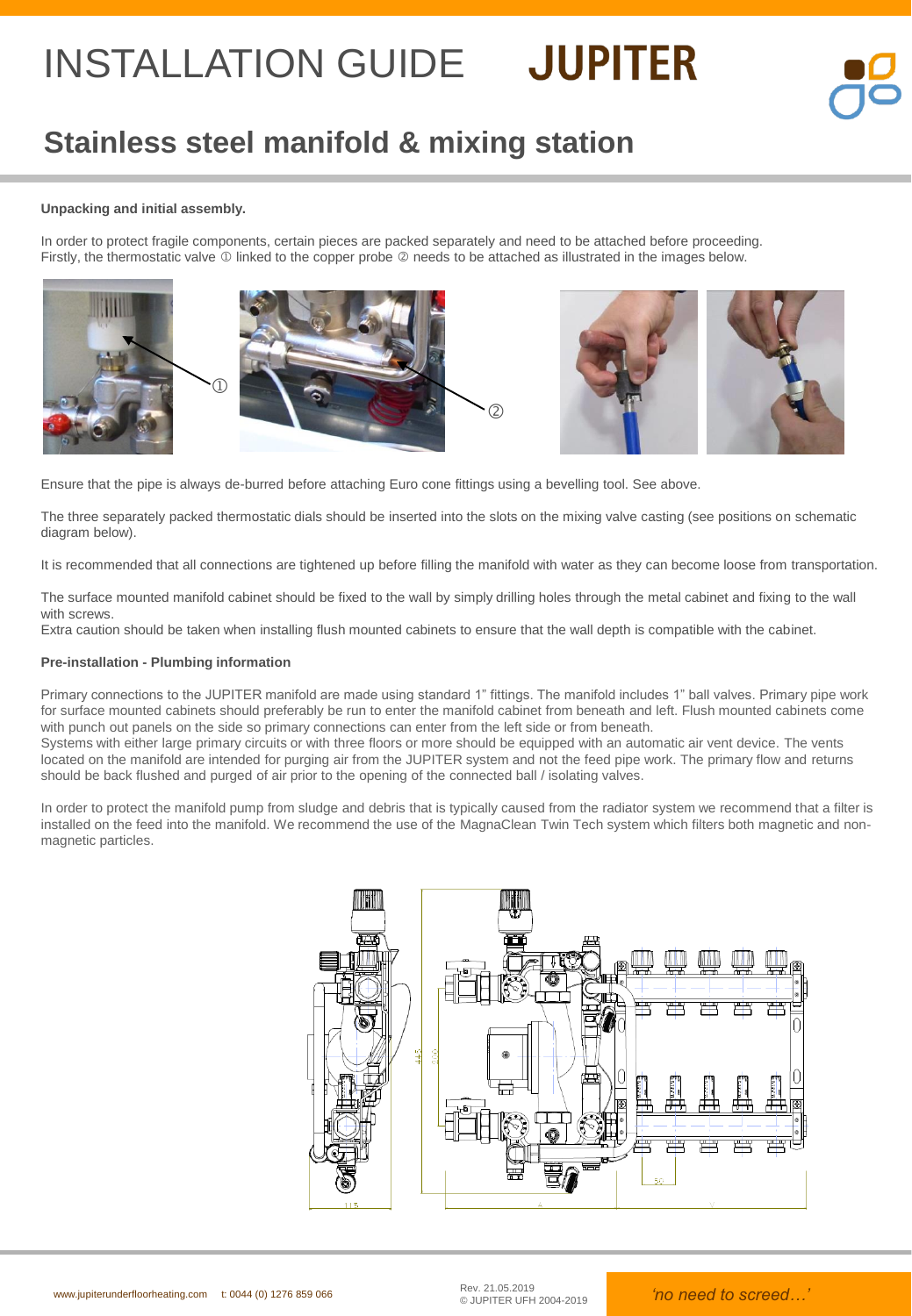# INSTALLATION GUIDE JUPITER

## Stainless steel manifold & mixing station

**Unpacking and initial assembly.**

In order to protect fragile components, certain pieces are packed separately and need to be attached before proceeding. Firstly, the thermostatic valve ① linked to the copper probe ② needs to be attached as illustrated in the images below.

Ensure that the pipe is always de-burred before attaching Euro cone fittings using a bevelling tool. See above.

The three separately packed thermostatic dials should be inserted into the slots on the mixing valve casting (see positions on schematic diagram below).

It is recommended that all connections are tightened up before filling the manifold with water as they can become loose from transportation.

The surface mounted manifold cabinet should be fixed to the wall by simply drilling holes through the metal cabinet and fixing to the wall with screws.
Extra caution should be taken when installing flush mounted cabinets to ensure that the wall depth is compatible with the cabinet.

**Pre-installation - Plumbing information**

Primary connections to the JUPITER manifold are made using standard 1" fittings. The manifold includes 1" ball valves. Primary pipe work for surface mounted cabinets should preferably be run to enter the manifold cabinet from beneath and left. Flush mounted cabinets come with punch out panels on the side so primary connections can enter from the left side or from beneath.
Systems with either large primary circuits or with three floors or more should be equipped with an automatic air vent device. The vents located on the manifold are intended for purging air from the JUPITER system and not the feed pipe work. The primary flow and returns should be back flushed and purged of air prior to the opening of the connected ball / isolating valves.

In order to protect the manifold pump from sludge and debris that is typically caused from the radiator system we recommend that a filter is installed on the feed into the manifold. We recommend the use of the MagnaClean Twin Tech system which filters both magnetic and non-magnetic particles.

www.jupiterunderfloorheating.com t: 0044 (0) 1276 859 066

Rev. 21.05.2019
© JUPITER UFH 2004-2019

*'no need to screed…'*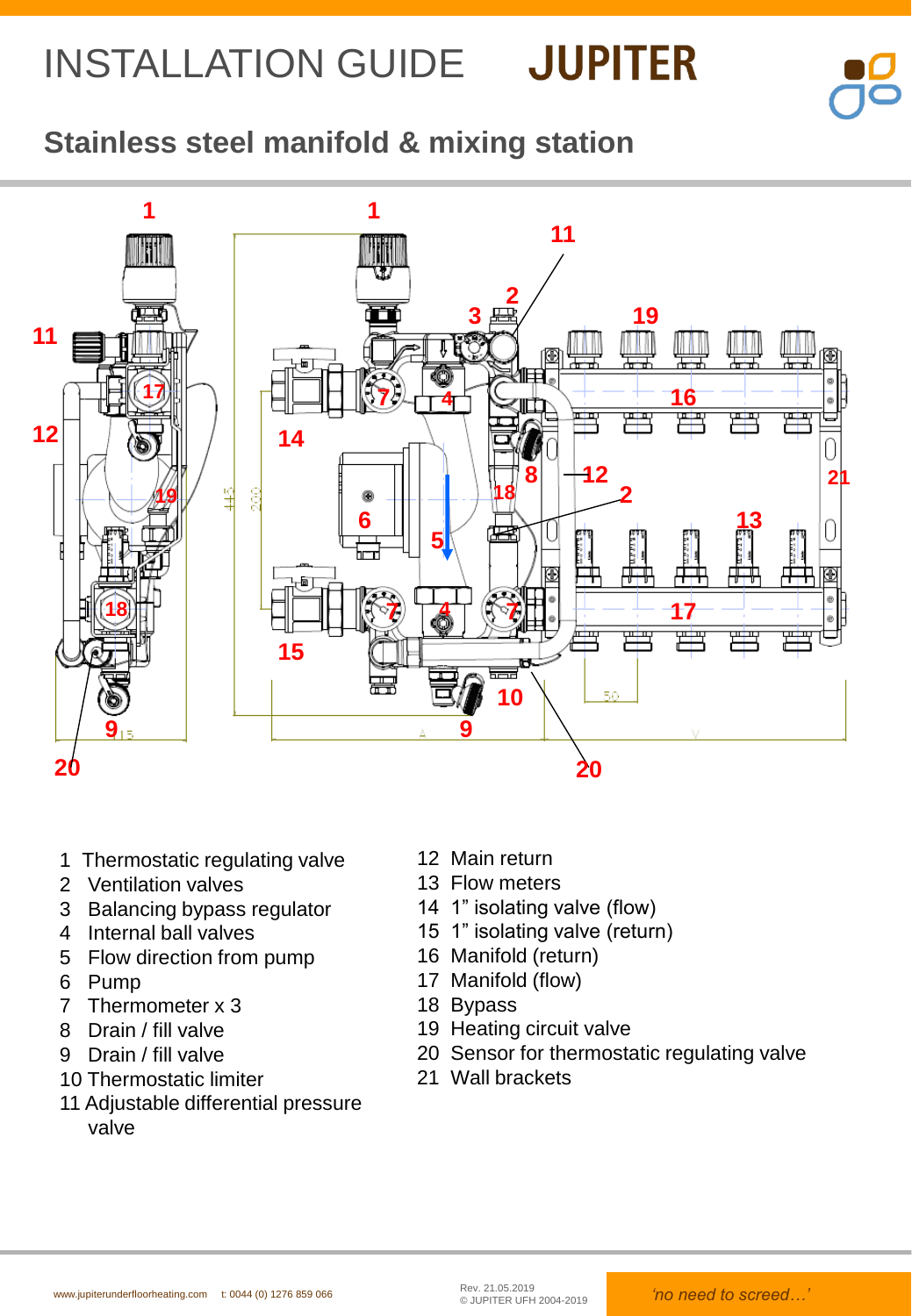# INSTALLATION GUIDE JUPITER

## Stainless steel manifold & mixing station

1 Thermostatic regulating valve
2 Ventilation valves
3 Balancing bypass regulator
4 Internal ball valves
5 Flow direction from pump
6 Pump
7 Thermometer x 3
8 Drain / fill valve
9 Drain / fill valve
10 Thermostatic limiter
11 Adjustable differential pressure valve
12 Main return
13 Flow meters
14 1" isolating valve (flow)
15 1" isolating valve (return)
16 Manifold (return)
17 Manifold (flow)
18 Bypass
19 Heating circuit valve
20 Sensor for thermostatic regulating valve
21 Wall brackets

www.jupiterunderfloorheating.com t: 0044 (0) 1276 859 066

Rev. 21.05.2019
© JUPITER UFH 2004-2019

*'no need to screed…'*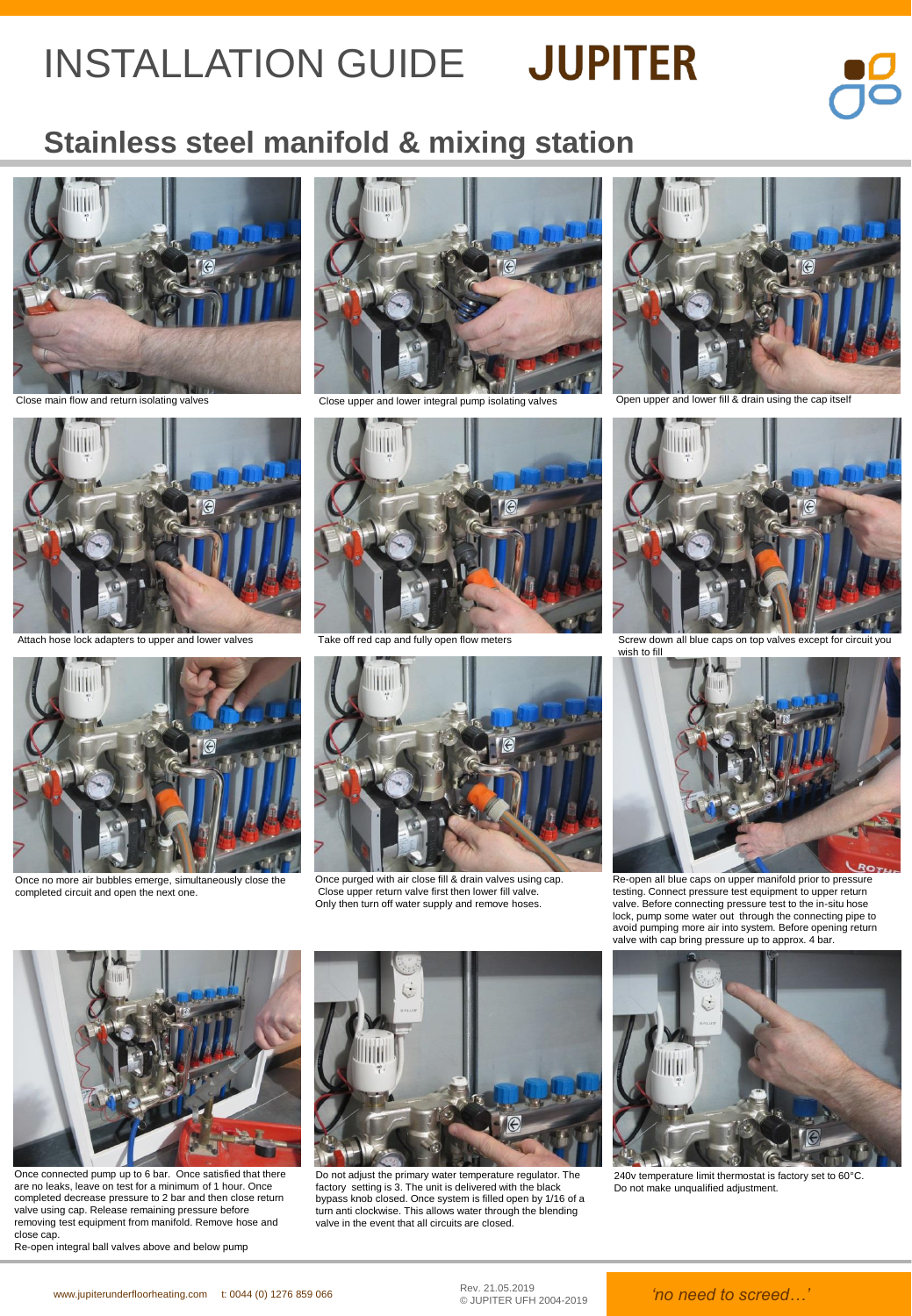# INSTALLATION GUIDE JUPITER

## Stainless steel manifold & mixing station

Close main flow and return isolating valves

Close upper and lower integral pump isolating valves

Open upper and lower fill & drain using the cap itself

Attach hose lock adapters to upper and lower valves

Take off red cap and fully open flow meters

Screw down all blue caps on top valves except for circuit you wish to fill

Once no more air bubbles emerge, simultaneously close the completed circuit and open the next one.

Once purged with air close fill & drain valves using cap. Close upper return valve first then lower fill valve. Only then turn off water supply and remove hoses.

Re-open all blue caps on upper manifold prior to pressure testing. Connect pressure test equipment to upper return valve. Before connecting pressure test to the in-situ hose lock, pump some water out through the connecting pipe to avoid pumping more air into system. Before opening return valve with cap bring pressure up to approx. 4 bar.

Once connected pump up to 6 bar. Once satisfied that there are no leaks, leave on test for a minimum of 1 hour. Once completed decrease pressure to 2 bar and then close return valve using cap. Release remaining pressure before removing test equipment from manifold. Remove hose and close cap.
Re-open integral ball valves above and below pump

Do not adjust the primary water temperature regulator. The factory setting is 3. The unit is delivered with the black bypass knob closed. Once system is filled open by 1/16 of a turn anti clockwise. This allows water through the blending valve in the event that all circuits are closed.

240v temperature limit thermostat is factory set to 60°C. Do not make unqualified adjustment.

www.jupiterunderfloorheating.com t: 0044 (0) 1276 859 066

Rev. 21.05.2019
© JUPITER UFH 2004-2019

*'no need to screed…'*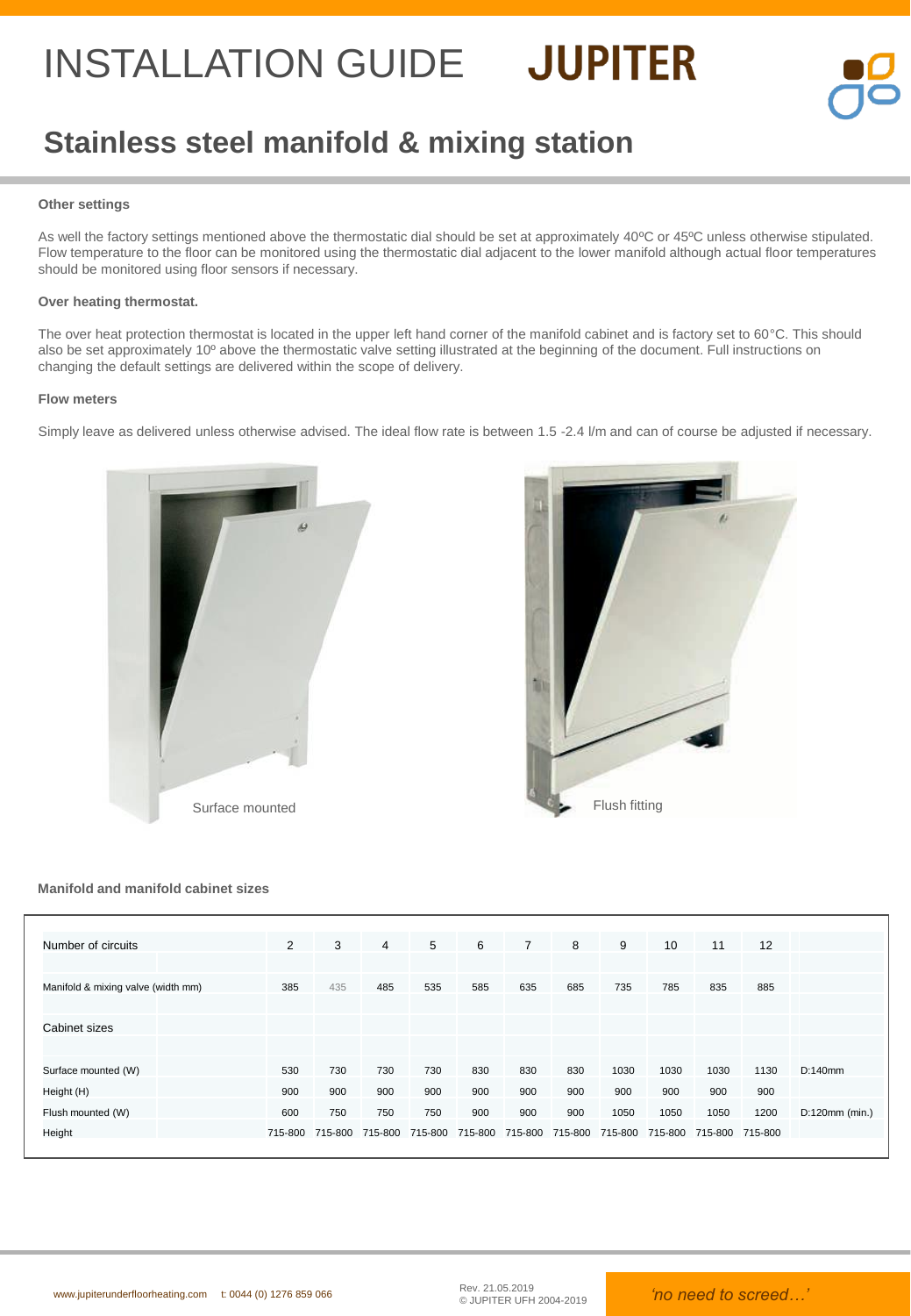# INSTALLATION GUIDE JUPITER

## Stainless steel manifold & mixing station

#### Other settings

As well the factory settings mentioned above the thermostatic dial should be set at approximately 40ºC or 45ºC unless otherwise stipulated. Flow temperature to the floor can be monitored using the thermostatic dial adjacent to the lower manifold although actual floor temperatures should be monitored using floor sensors if necessary.

#### Over heating thermostat.

The over heat protection thermostat is located in the upper left hand corner of the manifold cabinet and is factory set to 60°C. This should also be set approximately 10º above the thermostatic valve setting illustrated at the beginning of the document. Full instructions on changing the default settings are delivered within the scope of delivery.

#### Flow meters

Simply leave as delivered unless otherwise advised. The ideal flow rate is between 1.5 -2.4 l/m and can of course be adjusted if necessary.

Surface mounted

Flush fitting

#### Manifold and manifold cabinet sizes

| Number of circuits | 2 | 3 | 4 | 5 | 6 | 7 | 8 | 9 | 10 | 11 | 12 | |
|---|---|---|---|---|---|---|---|---|---|---|---|---|
| Manifold & mixing valve (width mm) | 385 | 435 | 485 | 535 | 585 | 635 | 685 | 735 | 785 | 835 | 885 | |
| Cabinet sizes | | | | | | | | | | | | |
| Surface mounted (W) | 530 | 730 | 730 | 730 | 830 | 830 | 830 | 1030 | 1030 | 1030 | 1130 | D:140mm |
| Height (H) | 900 | 900 | 900 | 900 | 900 | 900 | 900 | 900 | 900 | 900 | 900 | |
| Flush mounted (W) | 600 | 750 | 750 | 750 | 900 | 900 | 900 | 1050 | 1050 | 1050 | 1200 | D:120mm (min.) |
| Height | 715-800 | 715-800 | 715-800 | 715-800 | 715-800 | 715-800 | 715-800 | 715-800 | 715-800 | 715-800 | 715-800 | |

www.jupiterunderfloorheating.com t: 0044 (0) 1276 859 066

Rev. 21.05.2019
© JUPITER UFH 2004-2019

*'no need to screed…'*